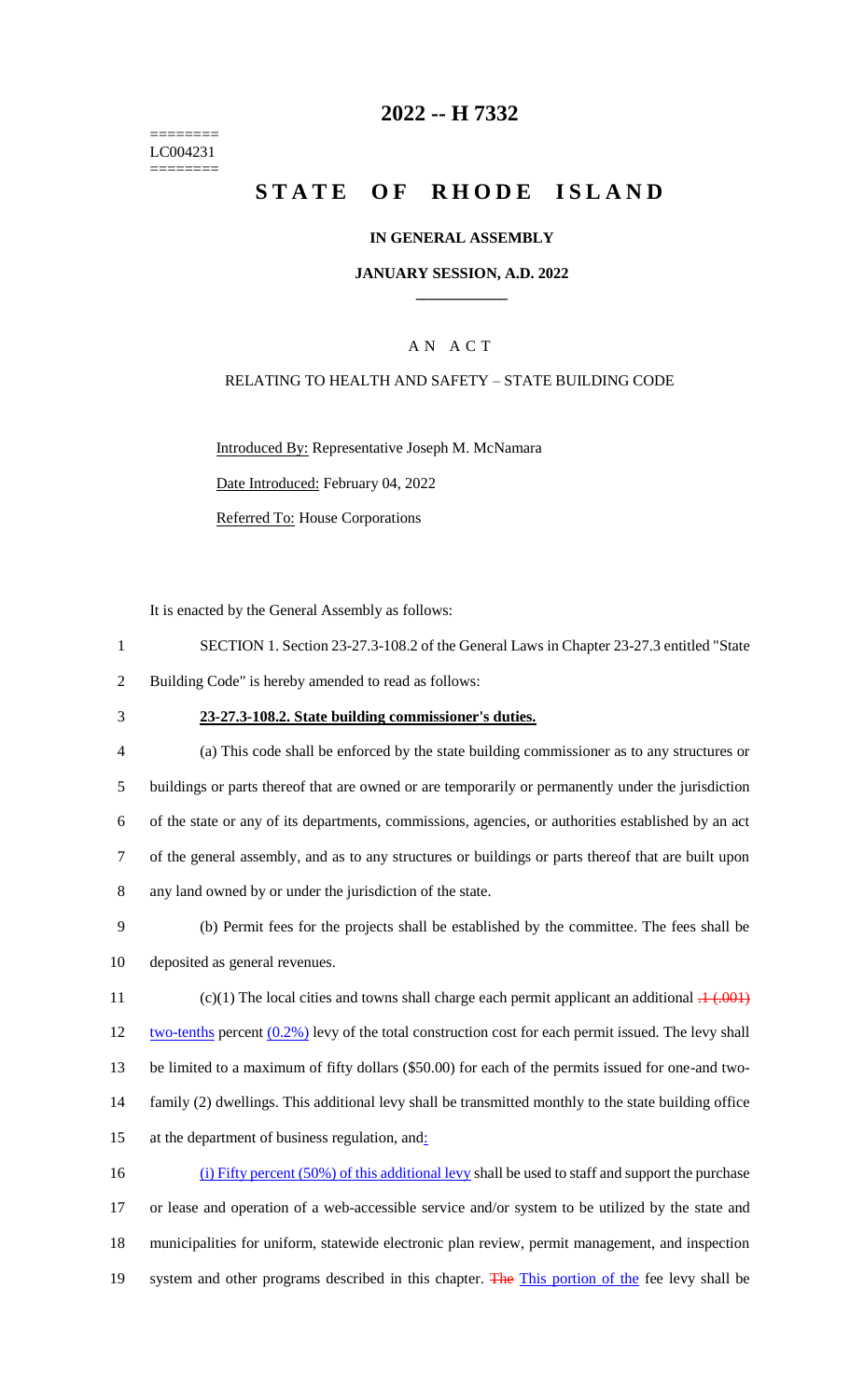========
LC004231
========

# 2022 -- H 7332

# STATE OF RHODE ISLAND

## IN GENERAL ASSEMBLY

### JANUARY SESSION, A.D. 2022

## AN ACT

RELATING TO HEALTH AND SAFETY – STATE BUILDING CODE

Introduced By: Representative Joseph M. McNamara

Date Introduced: February 04, 2022

Referred To: House Corporations

It is enacted by the General Assembly as follows:

1 SECTION 1. Section 23-27.3-108.2 of the General Laws in Chapter 23-27.3 entitled "State
2 Building Code" is hereby amended to read as follows:

3 **23-27.3-108.2. State building commissioner's duties.**

4 (a) This code shall be enforced by the state building commissioner as to any structures or
5 buildings or parts thereof that are owned or are temporarily or permanently under the jurisdiction
6 of the state or any of its departments, commissions, agencies, or authorities established by an act
7 of the general assembly, and as to any structures or buildings or parts thereof that are built upon
8 any land owned by or under the jurisdiction of the state.

9 (b) Permit fees for the projects shall be established by the committee. The fees shall be
10 deposited as general revenues.

11 (c)(1) The local cities and towns shall charge each permit applicant an additional ~~.1 (.001)~~
12 two-tenths percent (0.2%) levy of the total construction cost for each permit issued. The levy shall
13 be limited to a maximum of fifty dollars ($50.00) for each of the permits issued for one-and two-
14 family (2) dwellings. This additional levy shall be transmitted monthly to the state building office
15 at the department of business regulation, and:

16 (i) Fifty percent (50%) of this additional levy shall be used to staff and support the purchase
17 or lease and operation of a web-accessible service and/or system to be utilized by the state and
18 municipalities for uniform, statewide electronic plan review, permit management, and inspection
19 system and other programs described in this chapter. ~~The~~ This portion of the fee levy shall be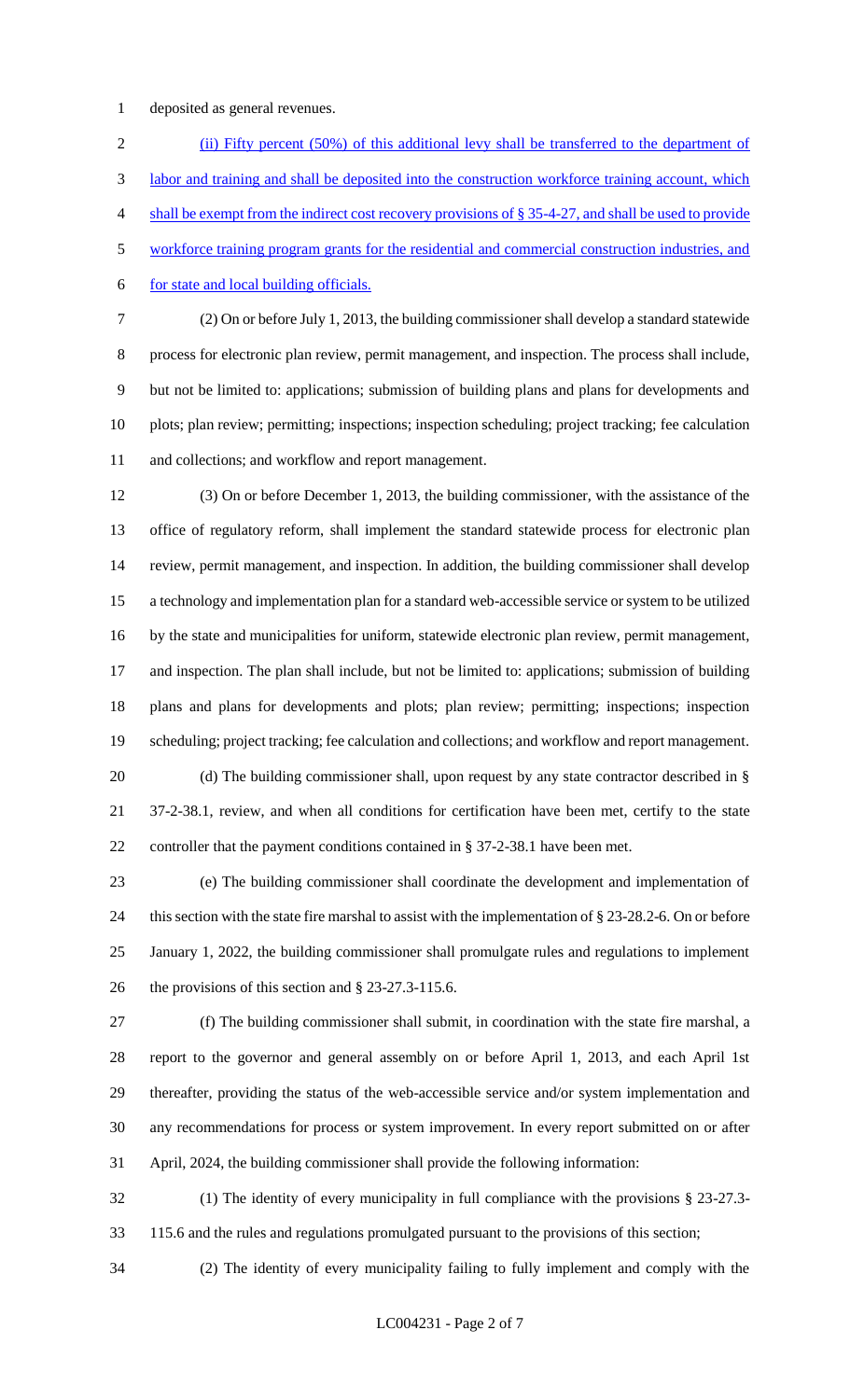deposited as general revenues.

(ii) Fifty percent (50%) of this additional levy shall be transferred to the department of labor and training and shall be deposited into the construction workforce training account, which shall be exempt from the indirect cost recovery provisions of § 35-4-27, and shall be used to provide workforce training program grants for the residential and commercial construction industries, and for state and local building officials.

(2) On or before July 1, 2013, the building commissioner shall develop a standard statewide process for electronic plan review, permit management, and inspection. The process shall include, but not be limited to: applications; submission of building plans and plans for developments and plots; plan review; permitting; inspections; inspection scheduling; project tracking; fee calculation and collections; and workflow and report management.

(3) On or before December 1, 2013, the building commissioner, with the assistance of the office of regulatory reform, shall implement the standard statewide process for electronic plan review, permit management, and inspection. In addition, the building commissioner shall develop a technology and implementation plan for a standard web-accessible service or system to be utilized by the state and municipalities for uniform, statewide electronic plan review, permit management, and inspection. The plan shall include, but not be limited to: applications; submission of building plans and plans for developments and plots; plan review; permitting; inspections; inspection scheduling; project tracking; fee calculation and collections; and workflow and report management.

(d) The building commissioner shall, upon request by any state contractor described in § 37-2-38.1, review, and when all conditions for certification have been met, certify to the state controller that the payment conditions contained in § 37-2-38.1 have been met.

(e) The building commissioner shall coordinate the development and implementation of this section with the state fire marshal to assist with the implementation of § 23-28.2-6. On or before January 1, 2022, the building commissioner shall promulgate rules and regulations to implement the provisions of this section and § 23-27.3-115.6.

(f) The building commissioner shall submit, in coordination with the state fire marshal, a report to the governor and general assembly on or before April 1, 2013, and each April 1st thereafter, providing the status of the web-accessible service and/or system implementation and any recommendations for process or system improvement. In every report submitted on or after April, 2024, the building commissioner shall provide the following information:

(1) The identity of every municipality in full compliance with the provisions § 23-27.3-115.6 and the rules and regulations promulgated pursuant to the provisions of this section;

(2) The identity of every municipality failing to fully implement and comply with the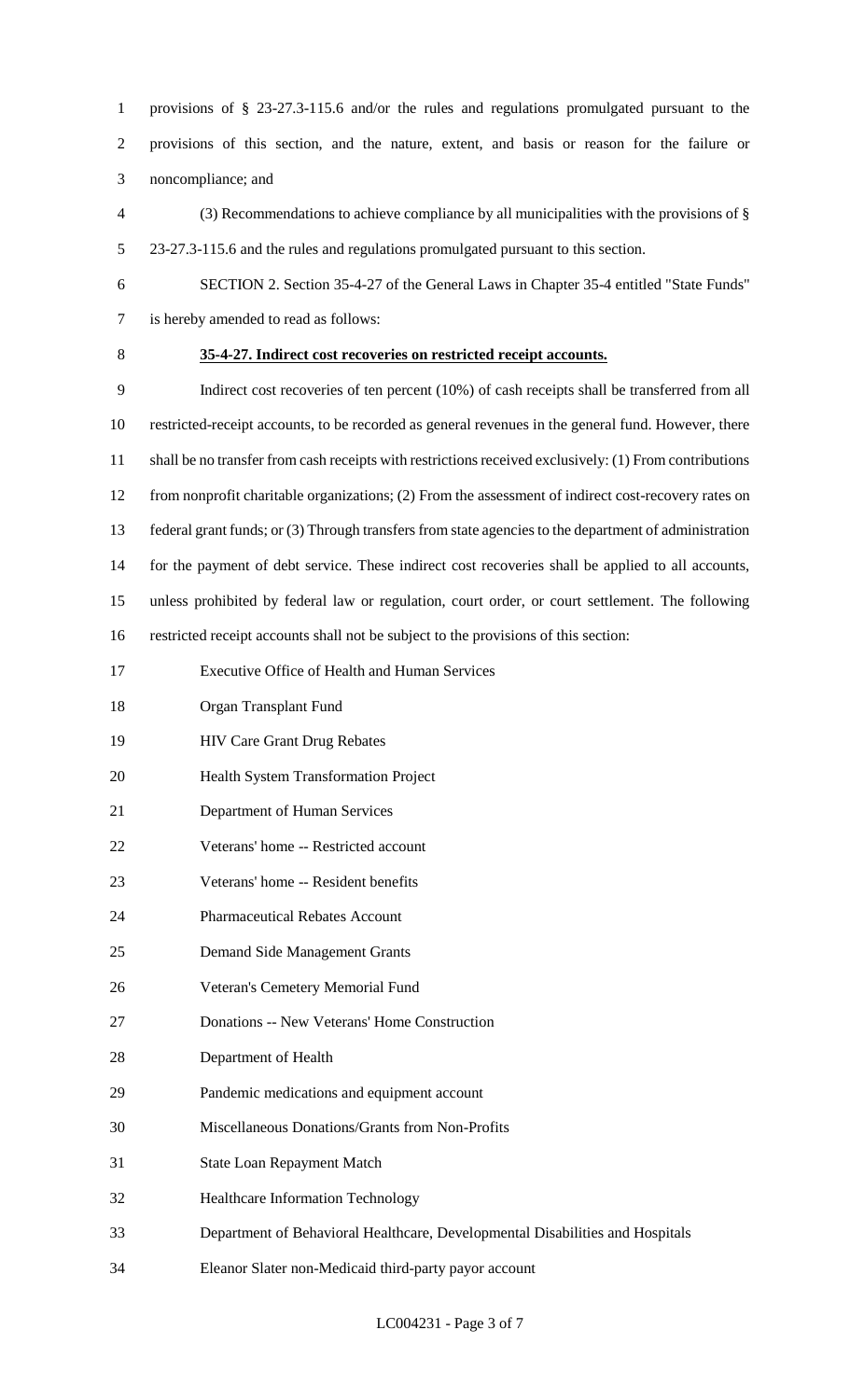provisions of § 23-27.3-115.6 and/or the rules and regulations promulgated pursuant to the provisions of this section, and the nature, extent, and basis or reason for the failure or noncompliance; and

(3) Recommendations to achieve compliance by all municipalities with the provisions of § 23-27.3-115.6 and the rules and regulations promulgated pursuant to this section.

SECTION 2. Section 35-4-27 of the General Laws in Chapter 35-4 entitled "State Funds" is hereby amended to read as follows:

**35-4-27. Indirect cost recoveries on restricted receipt accounts.**

Indirect cost recoveries of ten percent (10%) of cash receipts shall be transferred from all restricted-receipt accounts, to be recorded as general revenues in the general fund. However, there shall be no transfer from cash receipts with restrictions received exclusively: (1) From contributions from nonprofit charitable organizations; (2) From the assessment of indirect cost-recovery rates on federal grant funds; or (3) Through transfers from state agencies to the department of administration for the payment of debt service. These indirect cost recoveries shall be applied to all accounts, unless prohibited by federal law or regulation, court order, or court settlement. The following restricted receipt accounts shall not be subject to the provisions of this section:

Executive Office of Health and Human Services

Organ Transplant Fund

HIV Care Grant Drug Rebates

Health System Transformation Project

Department of Human Services

Veterans' home -- Restricted account

Veterans' home -- Resident benefits

Pharmaceutical Rebates Account

Demand Side Management Grants

Veteran's Cemetery Memorial Fund

Donations -- New Veterans' Home Construction

Department of Health

Pandemic medications and equipment account

Miscellaneous Donations/Grants from Non-Profits

State Loan Repayment Match

Healthcare Information Technology

Department of Behavioral Healthcare, Developmental Disabilities and Hospitals

Eleanor Slater non-Medicaid third-party payor account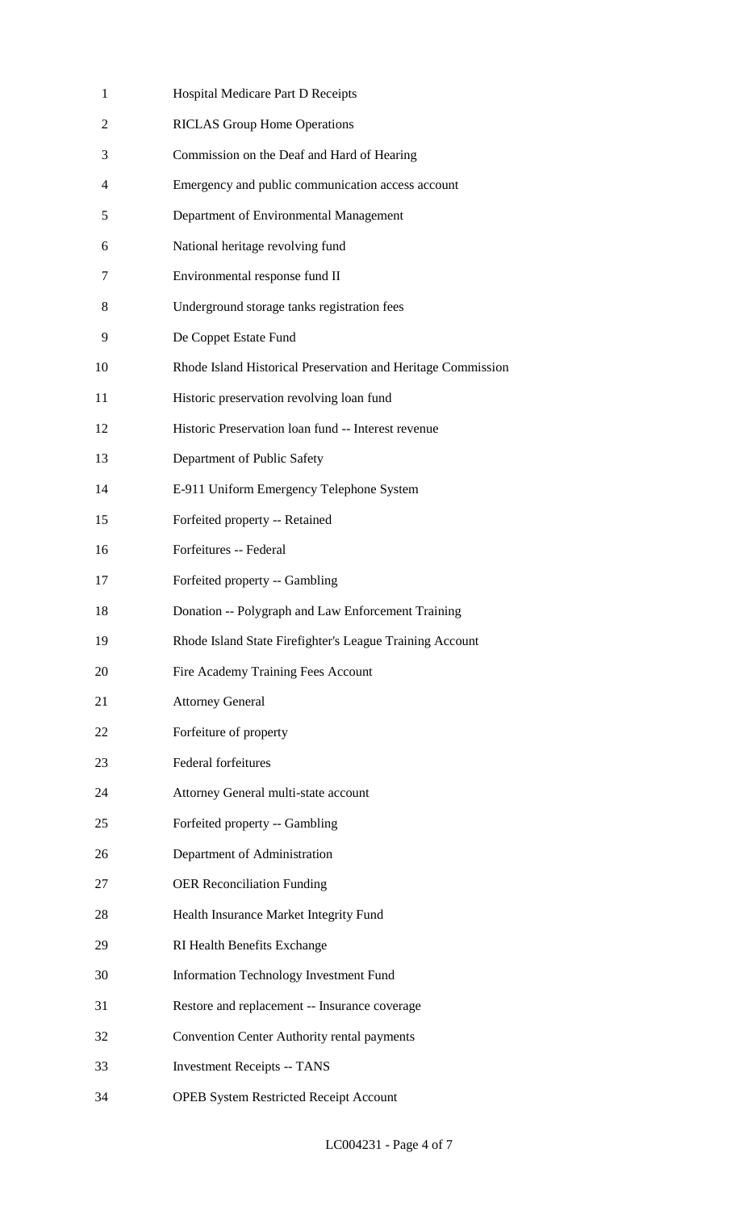Hospital Medicare Part D Receipts

RICLAS Group Home Operations

Commission on the Deaf and Hard of Hearing

Emergency and public communication access account

Department of Environmental Management

National heritage revolving fund

Environmental response fund II

Underground storage tanks registration fees

De Coppet Estate Fund

Rhode Island Historical Preservation and Heritage Commission

Historic preservation revolving loan fund

Historic Preservation loan fund -- Interest revenue

Department of Public Safety

E-911 Uniform Emergency Telephone System

Forfeited property -- Retained

Forfeitures -- Federal

Forfeited property -- Gambling

Donation -- Polygraph and Law Enforcement Training

Rhode Island State Firefighter's League Training Account

Fire Academy Training Fees Account

Attorney General

Forfeiture of property

Federal forfeitures

Attorney General multi-state account

Forfeited property -- Gambling

Department of Administration

OER Reconciliation Funding

Health Insurance Market Integrity Fund

RI Health Benefits Exchange

Information Technology Investment Fund

Restore and replacement -- Insurance coverage

Convention Center Authority rental payments

Investment Receipts -- TANS

OPEB System Restricted Receipt Account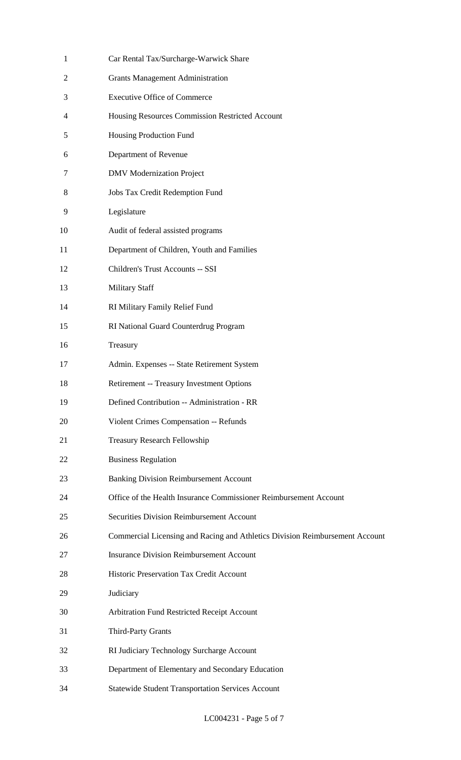Car Rental Tax/Surcharge-Warwick Share

Grants Management Administration

Executive Office of Commerce

Housing Resources Commission Restricted Account

Housing Production Fund

Department of Revenue

DMV Modernization Project

Jobs Tax Credit Redemption Fund

Legislature

Audit of federal assisted programs

Department of Children, Youth and Families

Children's Trust Accounts -- SSI

Military Staff

RI Military Family Relief Fund

RI National Guard Counterdrug Program

Treasury

Admin. Expenses -- State Retirement System

Retirement -- Treasury Investment Options

Defined Contribution -- Administration - RR

Violent Crimes Compensation -- Refunds

Treasury Research Fellowship

Business Regulation

Banking Division Reimbursement Account

Office of the Health Insurance Commissioner Reimbursement Account

Securities Division Reimbursement Account

Commercial Licensing and Racing and Athletics Division Reimbursement Account

Insurance Division Reimbursement Account

Historic Preservation Tax Credit Account

Judiciary

Arbitration Fund Restricted Receipt Account

Third-Party Grants

RI Judiciary Technology Surcharge Account

Department of Elementary and Secondary Education

Statewide Student Transportation Services Account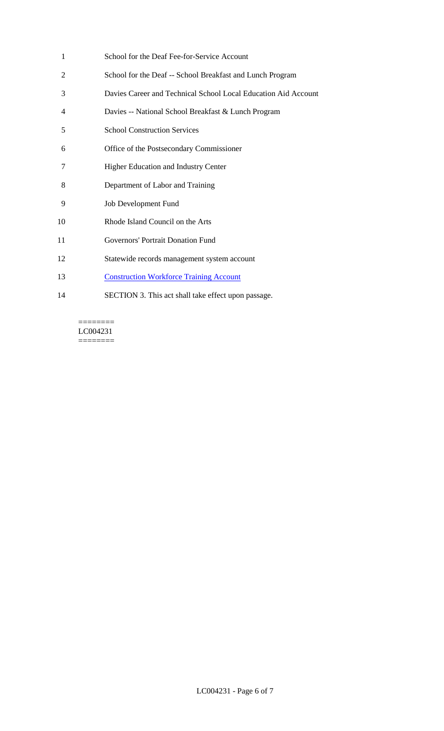School for the Deaf Fee-for-Service Account

School for the Deaf -- School Breakfast and Lunch Program

Davies Career and Technical School Local Education Aid Account

Davies -- National School Breakfast & Lunch Program

School Construction Services

Office of the Postsecondary Commissioner

Higher Education and Industry Center

Department of Labor and Training

Job Development Fund

Rhode Island Council on the Arts

Governors' Portrait Donation Fund

Statewide records management system account

Construction Workforce Training Account

SECTION 3. This act shall take effect upon passage.

========
LC004231
========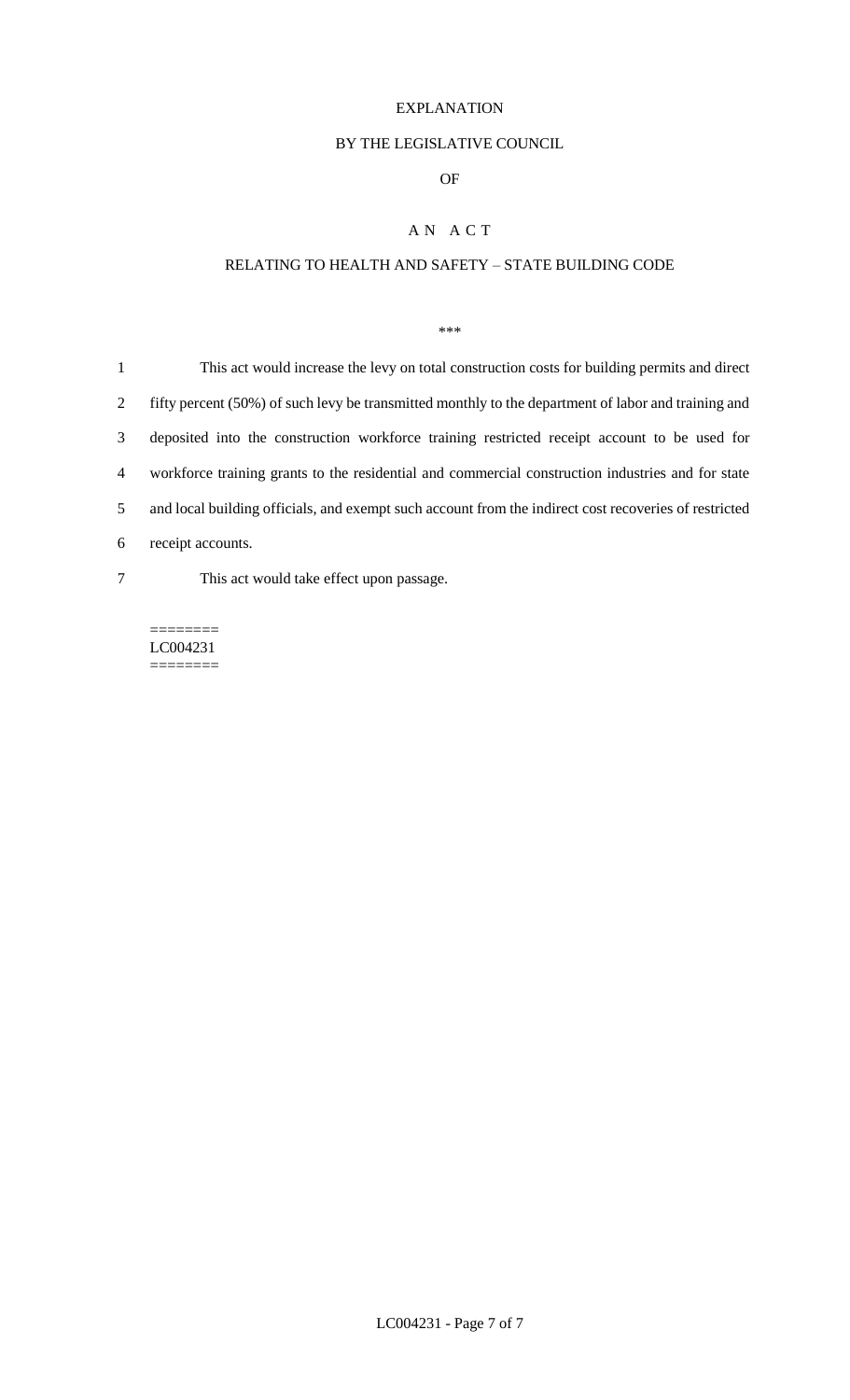EXPLANATION

BY THE LEGISLATIVE COUNCIL

OF

A N A C T

RELATING TO HEALTH AND SAFETY – STATE BUILDING CODE

\*\*\*

This act would increase the levy on total construction costs for building permits and direct fifty percent (50%) of such levy be transmitted monthly to the department of labor and training and deposited into the construction workforce training restricted receipt account to be used for workforce training grants to the residential and commercial construction industries and for state and local building officials, and exempt such account from the indirect cost recoveries of restricted receipt accounts.

This act would take effect upon passage.

========
LC004231
========